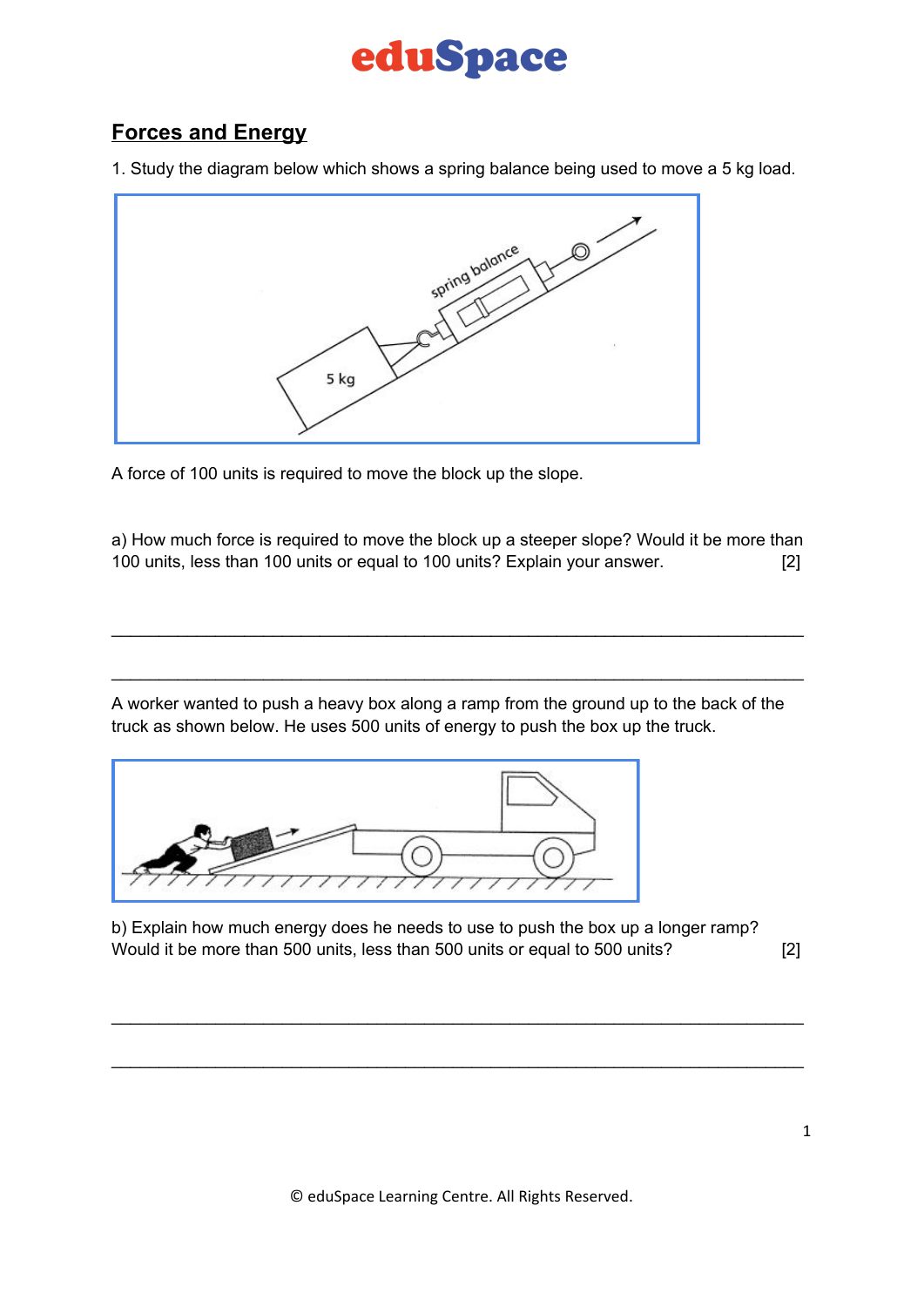# eduSpace

## Forces and Energy

1. Study the diagram below which shows a spring balance being used to move a 5 kg load.

A force of 100 units is required to move the block up the slope.

a) How much force is required to move the block up a steeper slope? Would it be more than 100 units, less than 100 units or equal to 100 units? Explain your answer. [2]

\_\_\_\_\_\_\_\_\_\_\_\_\_\_\_\_\_\_\_\_\_\_\_\_\_\_\_\_\_\_\_\_\_\_\_\_\_\_\_\_\_\_\_\_\_\_\_\_\_\_\_\_\_\_\_\_\_\_\_\_\_\_\_\_

\_\_\_\_\_\_\_\_\_\_\_\_\_\_\_\_\_\_\_\_\_\_\_\_\_\_\_\_\_\_\_\_\_\_\_\_\_\_\_\_\_\_\_\_\_\_\_\_\_\_\_\_\_\_\_\_\_\_\_\_\_\_\_\_

A worker wanted to push a heavy box along a ramp from the ground up to the back of the truck as shown below. He uses 500 units of energy to push the box up the truck.

b) Explain how much energy does he needs to use to push the box up a longer ramp? Would it be more than 500 units, less than 500 units or equal to 500 units? [2]

\_\_\_\_\_\_\_\_\_\_\_\_\_\_\_\_\_\_\_\_\_\_\_\_\_\_\_\_\_\_\_\_\_\_\_\_\_\_\_\_\_\_\_\_\_\_\_\_\_\_\_\_\_\_\_\_\_\_\_\_\_\_\_\_

\_\_\_\_\_\_\_\_\_\_\_\_\_\_\_\_\_\_\_\_\_\_\_\_\_\_\_\_\_\_\_\_\_\_\_\_\_\_\_\_\_\_\_\_\_\_\_\_\_\_\_\_\_\_\_\_\_\_\_\_\_\_\_\_

© eduSpace Learning Centre. All Rights Reserved.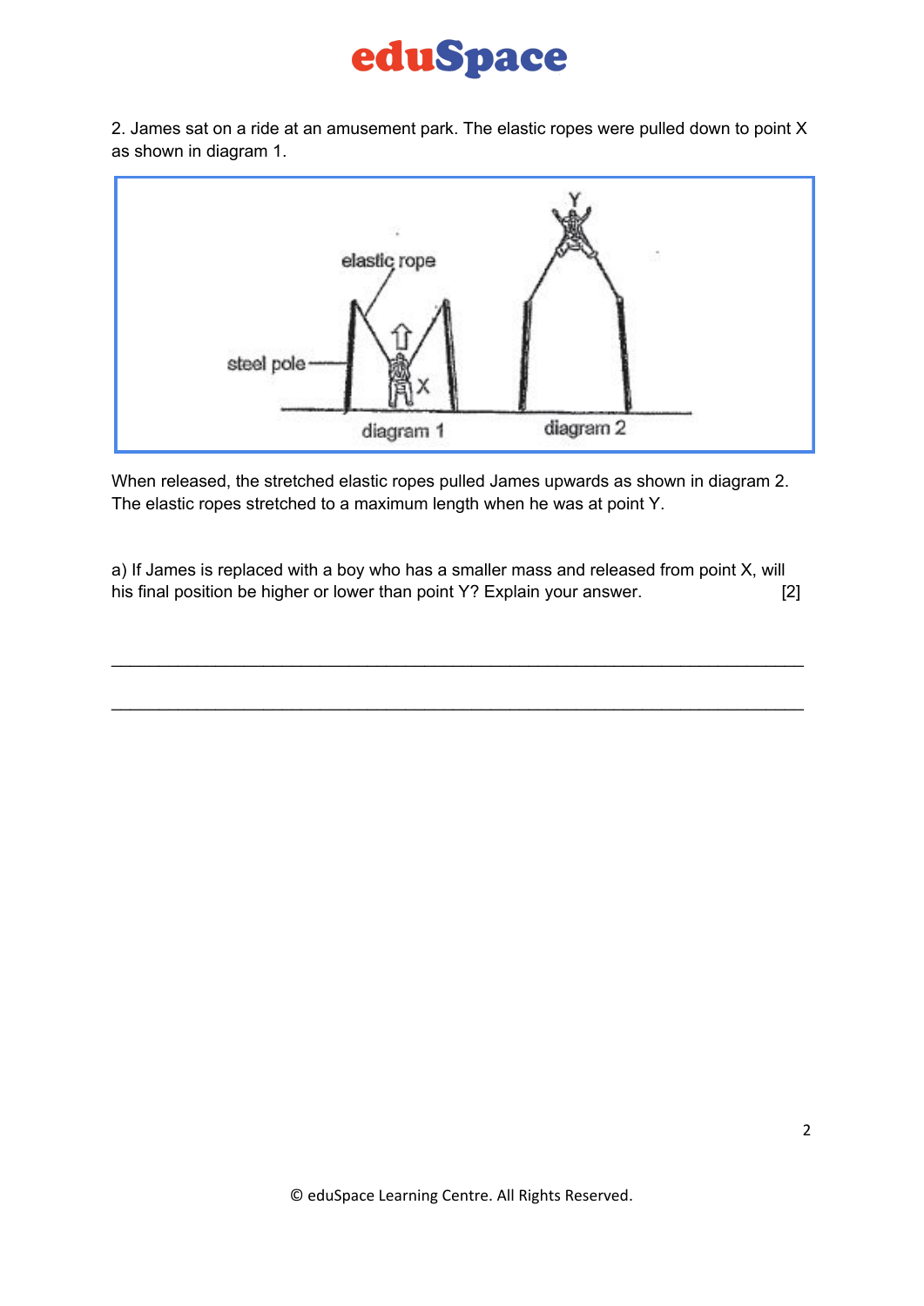2. James sat on a ride at an amusement park. The elastic ropes were pulled down to point X as shown in diagram 1.

When released, the stretched elastic ropes pulled James upwards as shown in diagram 2. The elastic ropes stretched to a maximum length when he was at point Y.

a) If James is replaced with a boy who has a smaller mass and released from point X, will his final position be higher or lower than point Y? Explain your answer. [2]

______________________________________________________________________

______________________________________________________________________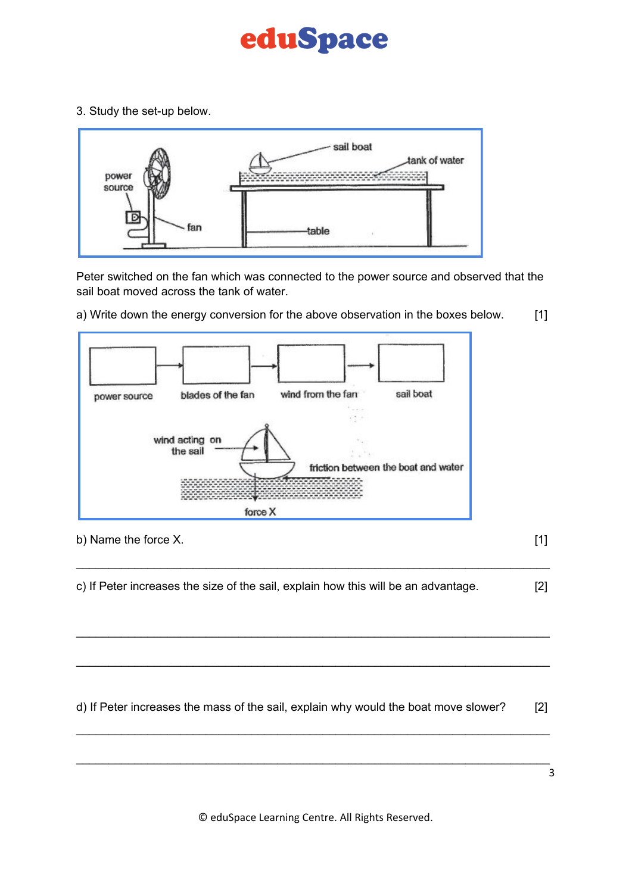3. Study the set-up below.

sail boat

tank of water

power source

fan

table

Peter switched on the fan which was connected to the power source and observed that the sail boat moved across the tank of water.

a) Write down the energy conversion for the above observation in the boxes below. [1]

power source → blades of the fan → wind from the fan → sail boat

wind acting on the sail

friction between the boat and water

force X

b) Name the force X. [1]

\_\_\_\_\_\_\_\_\_\_\_\_\_\_\_\_\_\_\_\_\_\_\_\_\_\_\_\_\_\_\_\_\_\_\_\_\_\_\_\_\_\_\_\_\_\_\_\_\_\_\_\_\_\_\_\_\_\_\_\_\_\_\_\_\_\_\_\_\_\_

c) If Peter increases the size of the sail, explain how this will be an advantage. [2]

\_\_\_\_\_\_\_\_\_\_\_\_\_\_\_\_\_\_\_\_\_\_\_\_\_\_\_\_\_\_\_\_\_\_\_\_\_\_\_\_\_\_\_\_\_\_\_\_\_\_\_\_\_\_\_\_\_\_\_\_\_\_\_\_\_\_\_\_\_\_

\_\_\_\_\_\_\_\_\_\_\_\_\_\_\_\_\_\_\_\_\_\_\_\_\_\_\_\_\_\_\_\_\_\_\_\_\_\_\_\_\_\_\_\_\_\_\_\_\_\_\_\_\_\_\_\_\_\_\_\_\_\_\_\_\_\_\_\_\_\_

d) If Peter increases the mass of the sail, explain why would the boat move slower? [2]

\_\_\_\_\_\_\_\_\_\_\_\_\_\_\_\_\_\_\_\_\_\_\_\_\_\_\_\_\_\_\_\_\_\_\_\_\_\_\_\_\_\_\_\_\_\_\_\_\_\_\_\_\_\_\_\_\_\_\_\_\_\_\_\_\_\_\_\_\_\_

\_\_\_\_\_\_\_\_\_\_\_\_\_\_\_\_\_\_\_\_\_\_\_\_\_\_\_\_\_\_\_\_\_\_\_\_\_\_\_\_\_\_\_\_\_\_\_\_\_\_\_\_\_\_\_\_\_\_\_\_\_\_\_\_\_\_\_\_\_\_

© eduSpace Learning Centre. All Rights Reserved.